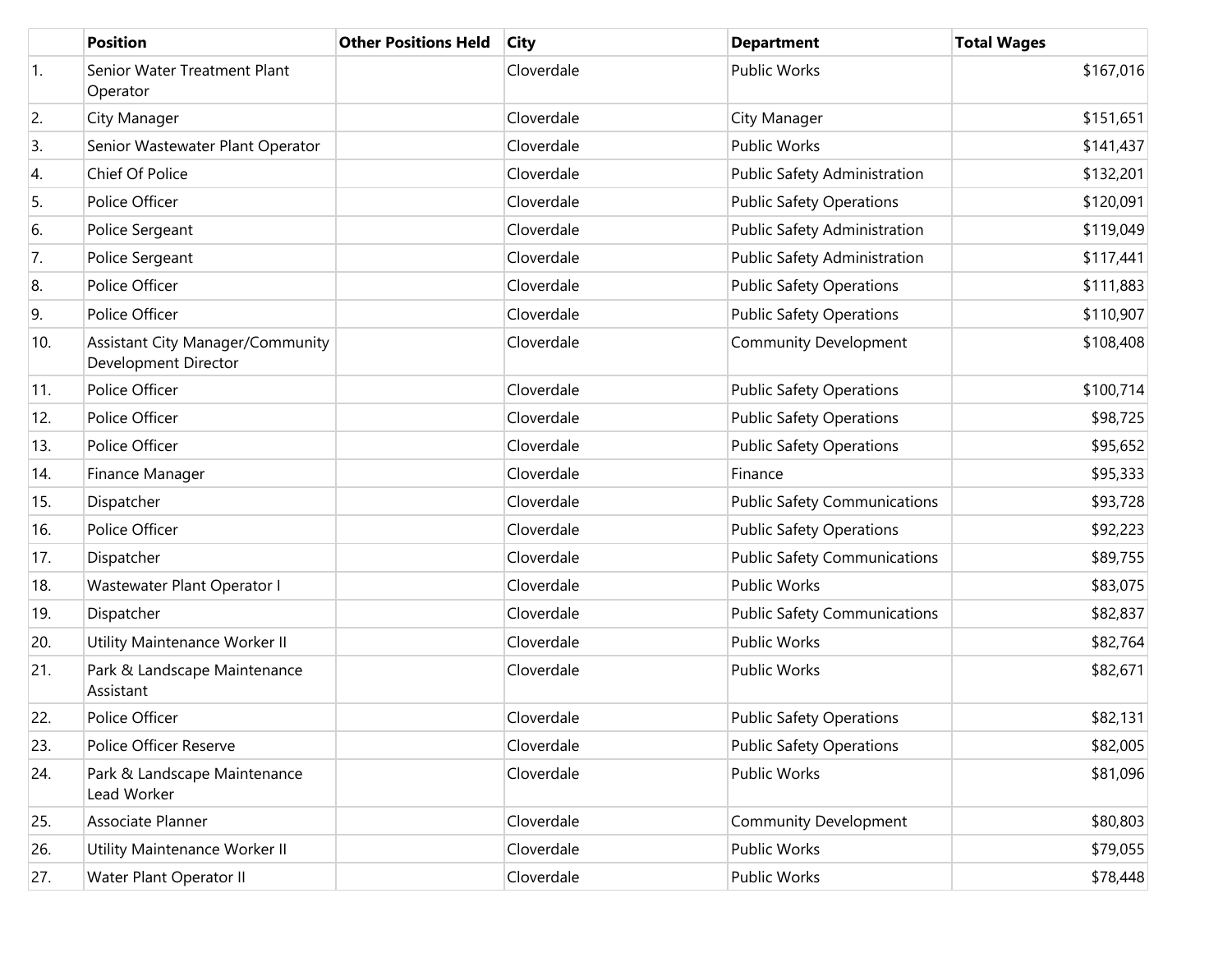| | Position | Other Positions Held | City | Department | Total Wages |
|---|---|---|---|---|---|
| 1. | Senior Water Treatment Plant Operator | | Cloverdale | Public Works | $167,016 |
| 2. | City Manager | | Cloverdale | City Manager | $151,651 |
| 3. | Senior Wastewater Plant Operator | | Cloverdale | Public Works | $141,437 |
| 4. | Chief Of Police | | Cloverdale | Public Safety Administration | $132,201 |
| 5. | Police Officer | | Cloverdale | Public Safety Operations | $120,091 |
| 6. | Police Sergeant | | Cloverdale | Public Safety Administration | $119,049 |
| 7. | Police Sergeant | | Cloverdale | Public Safety Administration | $117,441 |
| 8. | Police Officer | | Cloverdale | Public Safety Operations | $111,883 |
| 9. | Police Officer | | Cloverdale | Public Safety Operations | $110,907 |
| 10. | Assistant City Manager/Community Development Director | | Cloverdale | Community Development | $108,408 |
| 11. | Police Officer | | Cloverdale | Public Safety Operations | $100,714 |
| 12. | Police Officer | | Cloverdale | Public Safety Operations | $98,725 |
| 13. | Police Officer | | Cloverdale | Public Safety Operations | $95,652 |
| 14. | Finance Manager | | Cloverdale | Finance | $95,333 |
| 15. | Dispatcher | | Cloverdale | Public Safety Communications | $93,728 |
| 16. | Police Officer | | Cloverdale | Public Safety Operations | $92,223 |
| 17. | Dispatcher | | Cloverdale | Public Safety Communications | $89,755 |
| 18. | Wastewater Plant Operator I | | Cloverdale | Public Works | $83,075 |
| 19. | Dispatcher | | Cloverdale | Public Safety Communications | $82,837 |
| 20. | Utility Maintenance Worker II | | Cloverdale | Public Works | $82,764 |
| 21. | Park & Landscape Maintenance Assistant | | Cloverdale | Public Works | $82,671 |
| 22. | Police Officer | | Cloverdale | Public Safety Operations | $82,131 |
| 23. | Police Officer Reserve | | Cloverdale | Public Safety Operations | $82,005 |
| 24. | Park & Landscape Maintenance Lead Worker | | Cloverdale | Public Works | $81,096 |
| 25. | Associate Planner | | Cloverdale | Community Development | $80,803 |
| 26. | Utility Maintenance Worker II | | Cloverdale | Public Works | $79,055 |
| 27. | Water Plant Operator II | | Cloverdale | Public Works | $78,448 |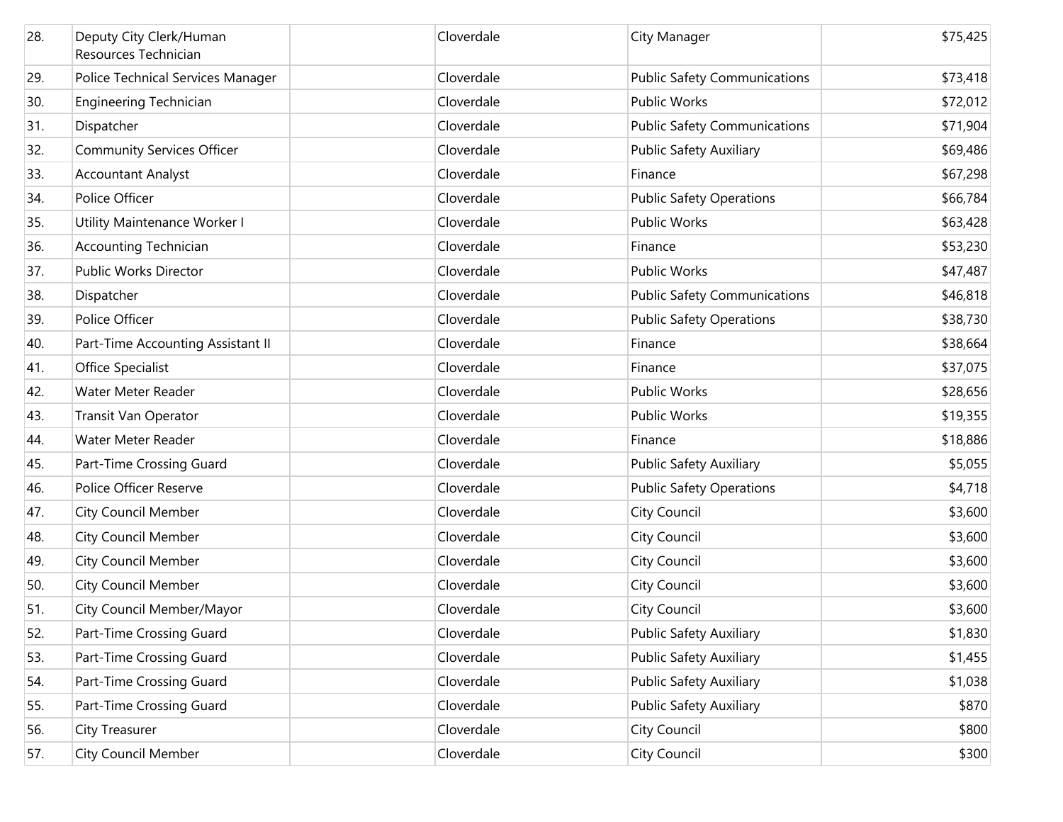| | | | | | |
|---|---|---|---|---|---|
| 28. | Deputy City Clerk/Human Resources Technician | | Cloverdale | City Manager | $75,425 |
| 29. | Police Technical Services Manager | | Cloverdale | Public Safety Communications | $73,418 |
| 30. | Engineering Technician | | Cloverdale | Public Works | $72,012 |
| 31. | Dispatcher | | Cloverdale | Public Safety Communications | $71,904 |
| 32. | Community Services Officer | | Cloverdale | Public Safety Auxiliary | $69,486 |
| 33. | Accountant Analyst | | Cloverdale | Finance | $67,298 |
| 34. | Police Officer | | Cloverdale | Public Safety Operations | $66,784 |
| 35. | Utility Maintenance Worker I | | Cloverdale | Public Works | $63,428 |
| 36. | Accounting Technician | | Cloverdale | Finance | $53,230 |
| 37. | Public Works Director | | Cloverdale | Public Works | $47,487 |
| 38. | Dispatcher | | Cloverdale | Public Safety Communications | $46,818 |
| 39. | Police Officer | | Cloverdale | Public Safety Operations | $38,730 |
| 40. | Part-Time Accounting Assistant II | | Cloverdale | Finance | $38,664 |
| 41. | Office Specialist | | Cloverdale | Finance | $37,075 |
| 42. | Water Meter Reader | | Cloverdale | Public Works | $28,656 |
| 43. | Transit Van Operator | | Cloverdale | Public Works | $19,355 |
| 44. | Water Meter Reader | | Cloverdale | Finance | $18,886 |
| 45. | Part-Time Crossing Guard | | Cloverdale | Public Safety Auxiliary | $5,055 |
| 46. | Police Officer Reserve | | Cloverdale | Public Safety Operations | $4,718 |
| 47. | City Council Member | | Cloverdale | City Council | $3,600 |
| 48. | City Council Member | | Cloverdale | City Council | $3,600 |
| 49. | City Council Member | | Cloverdale | City Council | $3,600 |
| 50. | City Council Member | | Cloverdale | City Council | $3,600 |
| 51. | City Council Member/Mayor | | Cloverdale | City Council | $3,600 |
| 52. | Part-Time Crossing Guard | | Cloverdale | Public Safety Auxiliary | $1,830 |
| 53. | Part-Time Crossing Guard | | Cloverdale | Public Safety Auxiliary | $1,455 |
| 54. | Part-Time Crossing Guard | | Cloverdale | Public Safety Auxiliary | $1,038 |
| 55. | Part-Time Crossing Guard | | Cloverdale | Public Safety Auxiliary | $870 |
| 56. | City Treasurer | | Cloverdale | City Council | $800 |
| 57. | City Council Member | | Cloverdale | City Council | $300 |